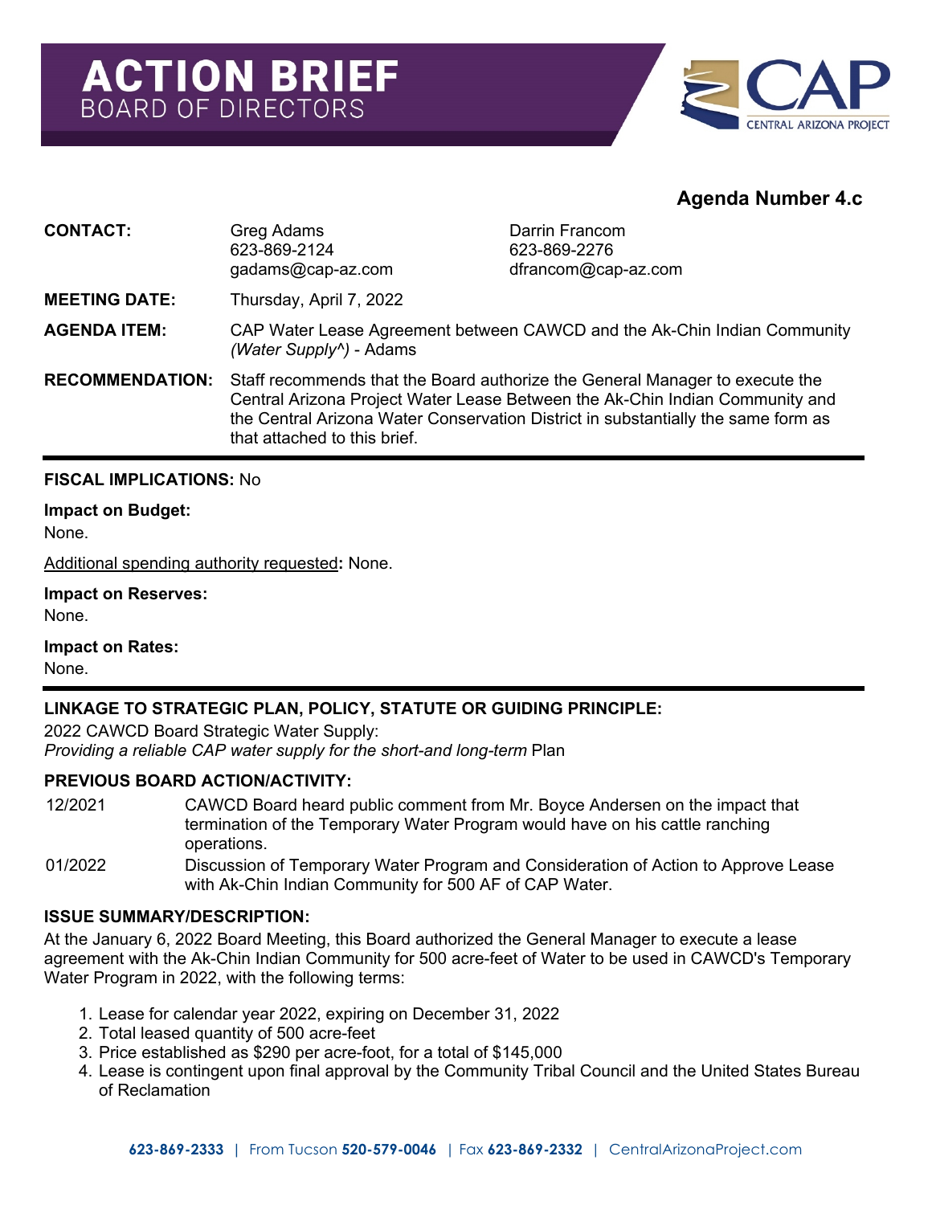# ACTION BRIEF
## BOARD OF DIRECTORS

**Agenda Number 4.c**

| | | |
|---|---|---|
| **CONTACT:** | Greg Adams<br>623-869-2124<br>gadams@cap-az.com | Darrin Francom<br>623-869-2276<br>dfrancom@cap-az.com |
| **MEETING DATE:** | Thursday, April 7, 2022 | |
| **AGENDA ITEM:** | CAP Water Lease Agreement between CAWCD and the Ak-Chin Indian Community *(Water Supply^)* - Adams | |
| **RECOMMENDATION:** | Staff recommends that the Board authorize the General Manager to execute the Central Arizona Project Water Lease Between the Ak-Chin Indian Community and the Central Arizona Water Conservation District in substantially the same form as that attached to this brief. | |

**FISCAL IMPLICATIONS:** No

**Impact on Budget:**
None.

Additional spending authority requested**:** None.

**Impact on Reserves:**
None.

**Impact on Rates:**
None.

**LINKAGE TO STRATEGIC PLAN, POLICY, STATUTE OR GUIDING PRINCIPLE:**

2022 CAWCD Board Strategic Water Supply:
*Providing a reliable CAP water supply for the short-and long-term* Plan

**PREVIOUS BOARD ACTION/ACTIVITY:**

| | |
|---|---|
| 12/2021 | CAWCD Board heard public comment from Mr. Boyce Andersen on the impact that termination of the Temporary Water Program would have on his cattle ranching operations. |
| 01/2022 | Discussion of Temporary Water Program and Consideration of Action to Approve Lease with Ak-Chin Indian Community for 500 AF of CAP Water. |

**ISSUE SUMMARY/DESCRIPTION:**

At the January 6, 2022 Board Meeting, this Board authorized the General Manager to execute a lease agreement with the Ak-Chin Indian Community for 500 acre-feet of Water to be used in CAWCD's Temporary Water Program in 2022, with the following terms:

1. Lease for calendar year 2022, expiring on December 31, 2022
2. Total leased quantity of 500 acre-feet
3. Price established as $290 per acre-foot, for a total of $145,000
4. Lease is contingent upon final approval by the Community Tribal Council and the United States Bureau of Reclamation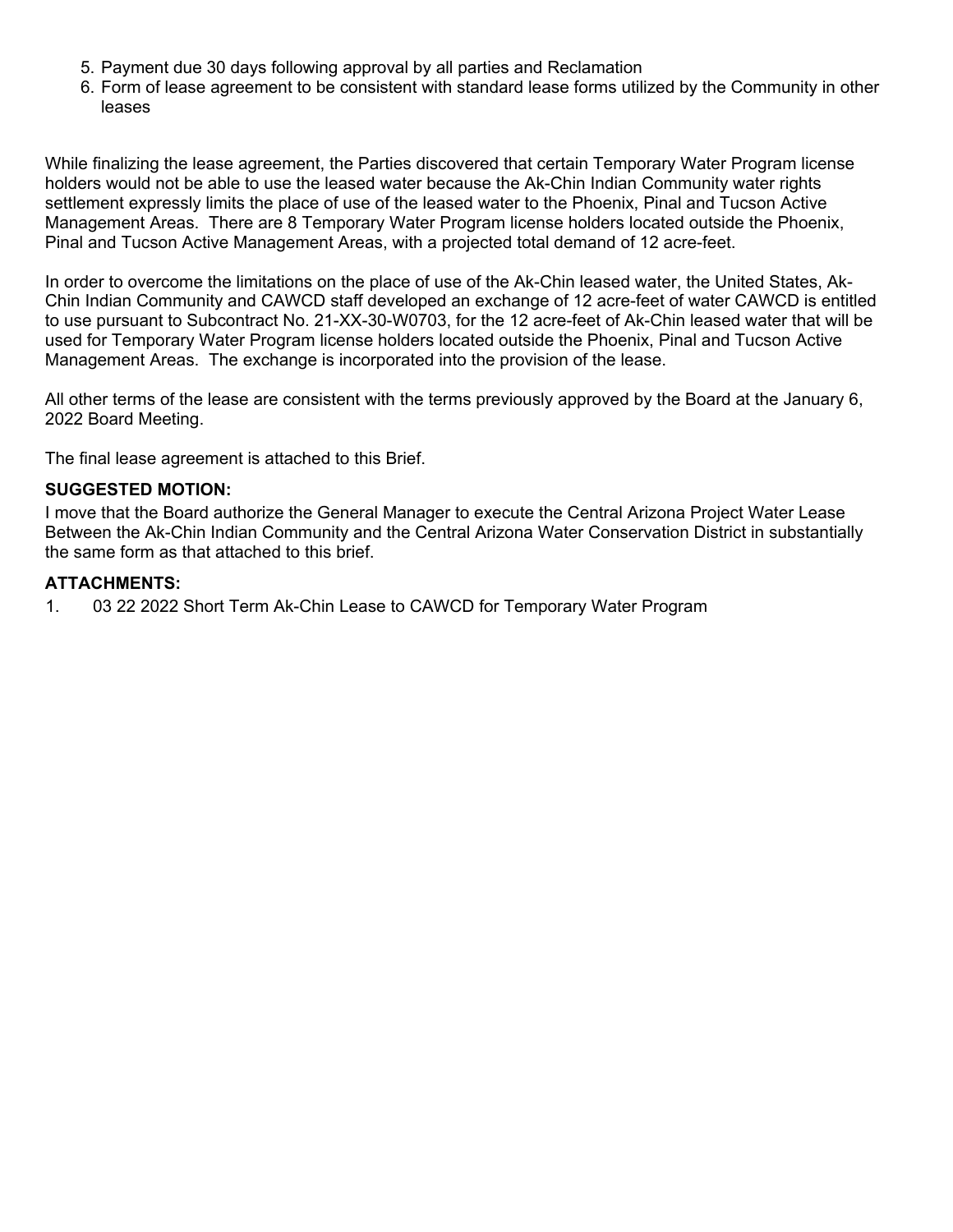5. Payment due 30 days following approval by all parties and Reclamation
6. Form of lease agreement to be consistent with standard lease forms utilized by the Community in other leases

While finalizing the lease agreement, the Parties discovered that certain Temporary Water Program license holders would not be able to use the leased water because the Ak-Chin Indian Community water rights settlement expressly limits the place of use of the leased water to the Phoenix, Pinal and Tucson Active Management Areas. There are 8 Temporary Water Program license holders located outside the Phoenix, Pinal and Tucson Active Management Areas, with a projected total demand of 12 acre-feet.

In order to overcome the limitations on the place of use of the Ak-Chin leased water, the United States, Ak-Chin Indian Community and CAWCD staff developed an exchange of 12 acre-feet of water CAWCD is entitled to use pursuant to Subcontract No. 21-XX-30-W0703, for the 12 acre-feet of Ak-Chin leased water that will be used for Temporary Water Program license holders located outside the Phoenix, Pinal and Tucson Active Management Areas. The exchange is incorporated into the provision of the lease.

All other terms of the lease are consistent with the terms previously approved by the Board at the January 6, 2022 Board Meeting.

The final lease agreement is attached to this Brief.

**SUGGESTED MOTION:**

I move that the Board authorize the General Manager to execute the Central Arizona Project Water Lease Between the Ak-Chin Indian Community and the Central Arizona Water Conservation District in substantially the same form as that attached to this brief.

**ATTACHMENTS:**

1. 03 22 2022 Short Term Ak-Chin Lease to CAWCD for Temporary Water Program